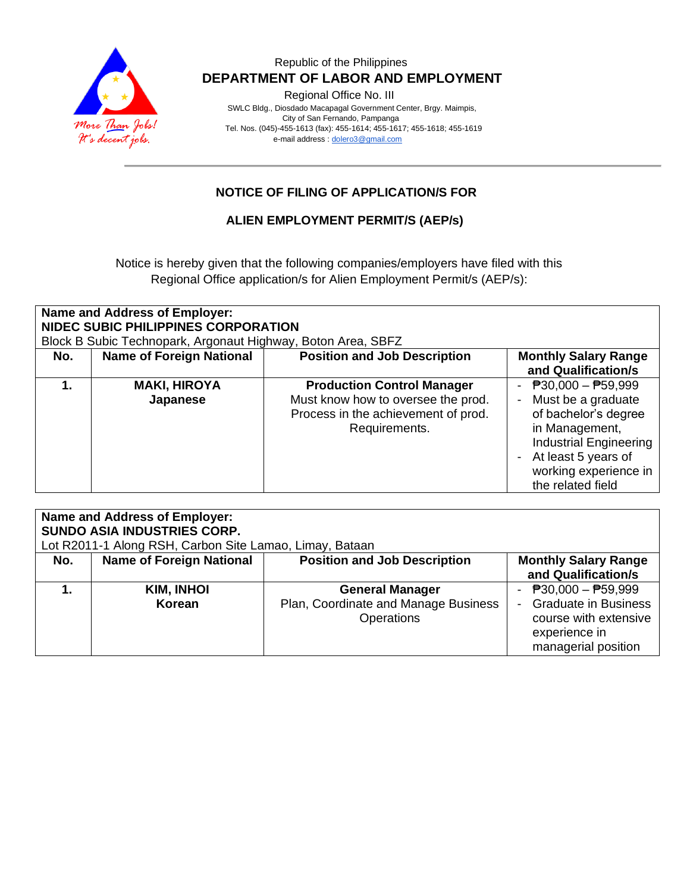Republic of the Philippines

**DEPARTMENT OF LABOR AND EMPLOYMENT**

Regional Office No. III

SWLC Bldg., Diosdado Macapagal Government Center, Brgy. Maimpis,
City of San Fernando, Pampanga
Tel. Nos. (045)-455-1613 (fax): 455-1614; 455-1617; 455-1618; 455-1619
e-mail address : dolero3@gmail.com

More Than Jobs! It's decent jobs.

## NOTICE OF FILING OF APPLICATION/S FOR

## ALIEN EMPLOYMENT PERMIT/S (AEP/s)

Notice is hereby given that the following companies/employers have filed with this Regional Office application/s for Alien Employment Permit/s (AEP/s):

**Name and Address of Employer:**
**NIDEC SUBIC PHILIPPINES CORPORATION**
Block B Subic Technopark, Argonaut Highway, Boton Area, SBFZ

| No. | Name of Foreign National | Position and Job Description | Monthly Salary Range and Qualification/s |
|---|---|---|---|
| **1.** | **MAKI, HIROYA**<br>**Japanese** | **Production Control Manager**<br>Must know how to oversee the prod. Process in the achievement of prod. Requirements. | - ₱30,000 – ₱59,999<br>- Must be a graduate of bachelor's degree in Management, Industrial Engineering<br>- At least 5 years of working experience in the related field |

**Name and Address of Employer:**
**SUNDO ASIA INDUSTRIES CORP.**
Lot R2011-1 Along RSH, Carbon Site Lamao, Limay, Bataan

| No. | Name of Foreign National | Position and Job Description | Monthly Salary Range and Qualification/s |
|---|---|---|---|
| **1.** | **KIM, INHOI**<br>**Korean** | **General Manager**<br>Plan, Coordinate and Manage Business Operations | - ₱30,000 – ₱59,999<br>- Graduate in Business course with extensive experience in managerial position |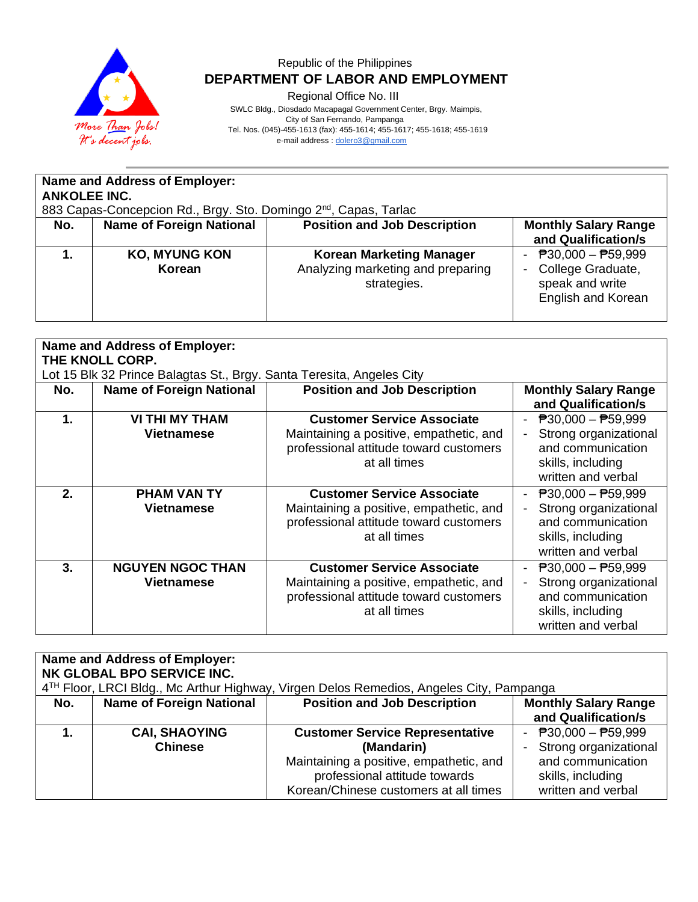Republic of the Philippines

**DEPARTMENT OF LABOR AND EMPLOYMENT**

Regional Office No. III

SWLC Bldg., Diosdado Macapagal Government Center, Brgy. Maimpis, City of San Fernando, Pampanga

Tel. Nos. (045)-455-1613 (fax): 455-1614; 455-1617; 455-1618; 455-1619

e-mail address : dolero3@gmail.com

**Name and Address of Employer:**
**ANKOLEE INC.**
883 Capas-Concepcion Rd., Brgy. Sto. Domingo 2[nd], Capas, Tarlac

| No. | Name of Foreign National | Position and Job Description | Monthly Salary Range and Qualification/s |
|---|---|---|---|
| **1.** | **KO, MYUNG KON**<br>**Korean** | **Korean Marketing Manager**<br>Analyzing marketing and preparing strategies. | - ₱30,000 – ₱59,999<br>- College Graduate, speak and write English and Korean |

**Name and Address of Employer:**
**THE KNOLL CORP.**
Lot 15 Blk 32 Prince Balagtas St., Brgy. Santa Teresita, Angeles City

| No. | Name of Foreign National | Position and Job Description | Monthly Salary Range and Qualification/s |
|---|---|---|---|
| **1.** | **VI THI MY THAM**<br>**Vietnamese** | **Customer Service Associate**<br>Maintaining a positive, empathetic, and professional attitude toward customers at all times | - ₱30,000 – ₱59,999<br>- Strong organizational and communication skills, including written and verbal |
| **2.** | **PHAM VAN TY**<br>**Vietnamese** | **Customer Service Associate**<br>Maintaining a positive, empathetic, and professional attitude toward customers at all times | - ₱30,000 – ₱59,999<br>- Strong organizational and communication skills, including written and verbal |
| **3.** | **NGUYEN NGOC THAN**<br>**Vietnamese** | **Customer Service Associate**<br>Maintaining a positive, empathetic, and professional attitude toward customers at all times | - ₱30,000 – ₱59,999<br>- Strong organizational and communication skills, including written and verbal |

**Name and Address of Employer:**
**NK GLOBAL BPO SERVICE INC.**
4[TH] Floor, LRCI Bldg., Mc Arthur Highway, Virgen Delos Remedios, Angeles City, Pampanga

| No. | Name of Foreign National | Position and Job Description | Monthly Salary Range and Qualification/s |
|---|---|---|---|
| **1.** | **CAI, SHAOYING**<br>**Chinese** | **Customer Service Representative (Mandarin)**<br>Maintaining a positive, empathetic, and professional attitude towards Korean/Chinese customers at all times | - ₱30,000 – ₱59,999<br>- Strong organizational and communication skills, including written and verbal |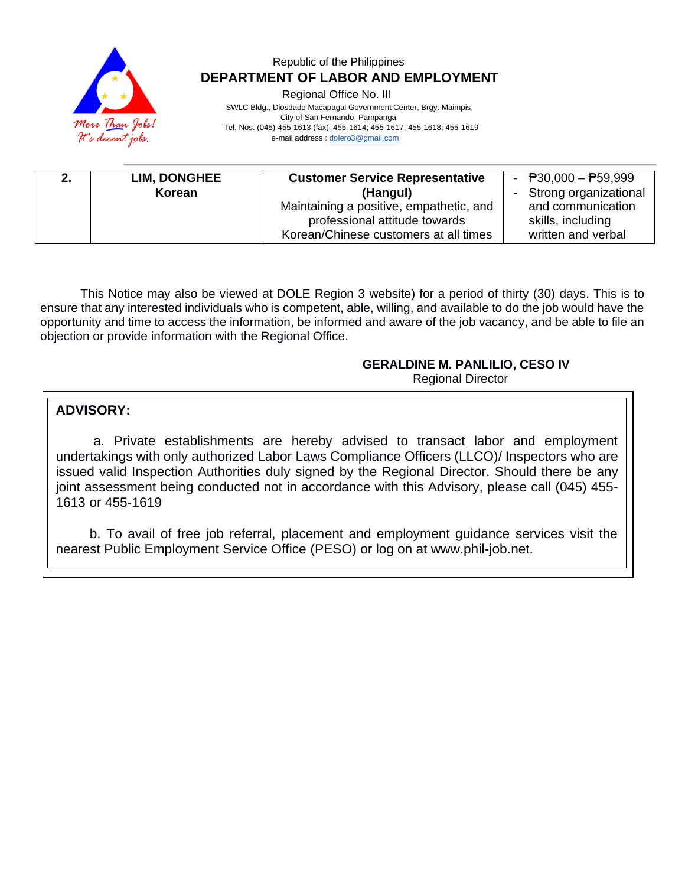Republic of the Philippines
**DEPARTMENT OF LABOR AND EMPLOYMENT**
Regional Office No. III
SWLC Bldg., Diosdado Macapagal Government Center, Brgy. Maimpis,
City of San Fernando, Pampanga
Tel. Nos. (045)-455-1613 (fax): 455-1614; 455-1617; 455-1618; 455-1619
e-mail address : dolero3@gmail.com

| | | | |
|---|---|---|---|
| **2.** | **LIM, DONGHEE**<br>**Korean** | **Customer Service Representative (Hangul)**<br>Maintaining a positive, empathetic, and professional attitude towards Korean/Chinese customers at all times | - ₱30,000 – ₱59,999<br>- Strong organizational and communication skills, including written and verbal |

This Notice may also be viewed at DOLE Region 3 website) for a period of thirty (30) days. This is to ensure that any interested individuals who is competent, able, willing, and available to do the job would have the opportunity and time to access the information, be informed and aware of the job vacancy, and be able to file an objection or provide information with the Regional Office.

**GERALDINE M. PANLILIO, CESO IV**
Regional Director

**ADVISORY:**

a. Private establishments are hereby advised to transact labor and employment undertakings with only authorized Labor Laws Compliance Officers (LLCO)/ Inspectors who are issued valid Inspection Authorities duly signed by the Regional Director. Should there be any joint assessment being conducted not in accordance with this Advisory, please call (045) 455-1613 or 455-1619

b. To avail of free job referral, placement and employment guidance services visit the nearest Public Employment Service Office (PESO) or log on at www.phil-job.net.